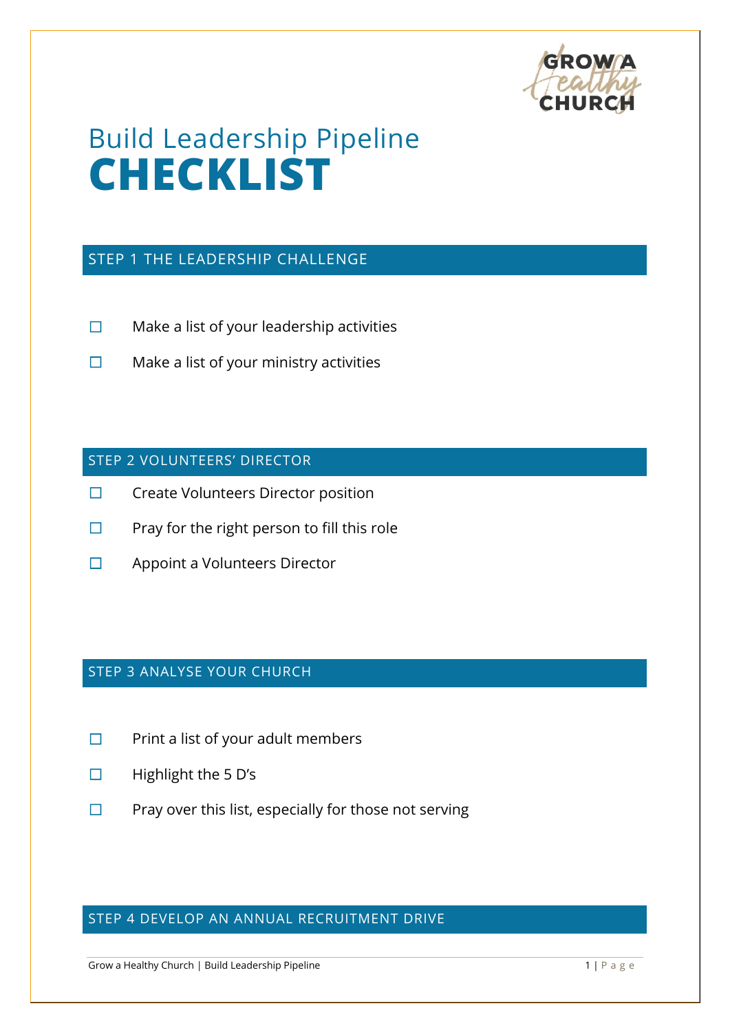# Build Leadership Pipeline
# **CHECKLIST**

## STEP 1 THE LEADERSHIP CHALLENGE

- ☐ Make a list of your leadership activities
- ☐ Make a list of your ministry activities

## STEP 2 VOLUNTEERS' DIRECTOR

- ☐ Create Volunteers Director position
- ☐ Pray for the right person to fill this role
- ☐ Appoint a Volunteers Director

## STEP 3 ANALYSE YOUR CHURCH

- ☐ Print a list of your adult members
- ☐ Highlight the 5 D's
- ☐ Pray over this list, especially for those not serving

## STEP 4 DEVELOP AN ANNUAL RECRUITMENT DRIVE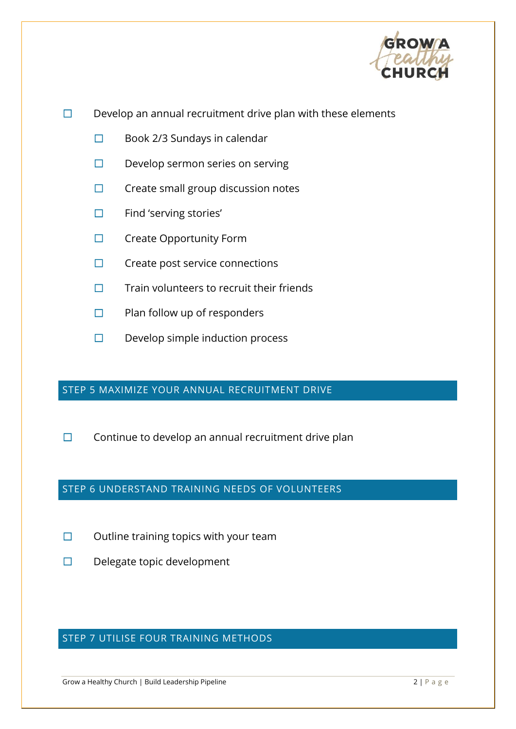- ☐ Develop an annual recruitment drive plan with these elements
    - ☐ Book 2/3 Sundays in calendar
    - ☐ Develop sermon series on serving
    - ☐ Create small group discussion notes
    - ☐ Find 'serving stories'
    - ☐ Create Opportunity Form
    - ☐ Create post service connections
    - ☐ Train volunteers to recruit their friends
    - ☐ Plan follow up of responders
    - ☐ Develop simple induction process

## STEP 5 MAXIMIZE YOUR ANNUAL RECRUITMENT DRIVE

- ☐ Continue to develop an annual recruitment drive plan

## STEP 6 UNDERSTAND TRAINING NEEDS OF VOLUNTEERS

- ☐ Outline training topics with your team
- ☐ Delegate topic development

## STEP 7 UTILISE FOUR TRAINING METHODS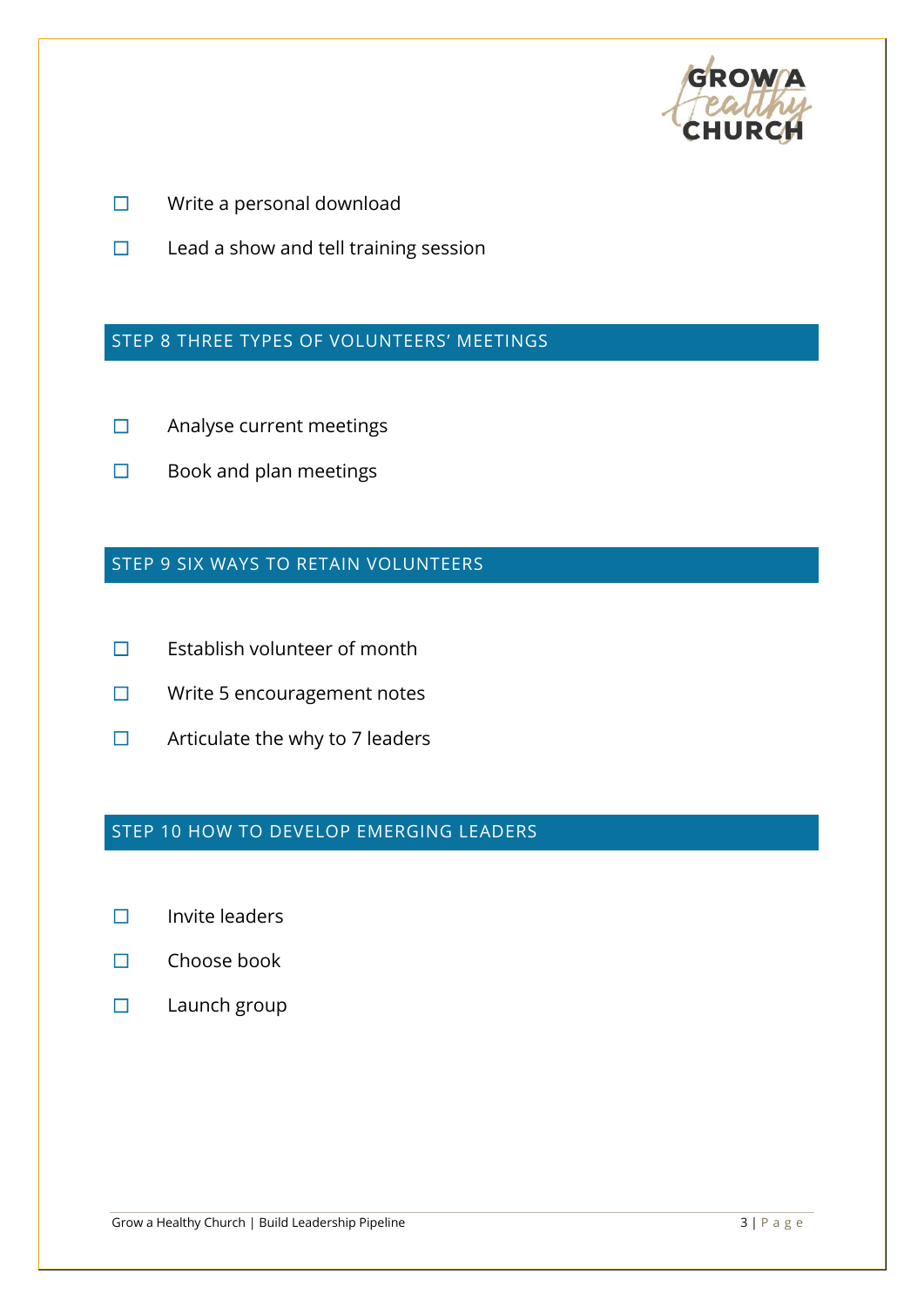- ☐ Write a personal download
- ☐ Lead a show and tell training session

## STEP 8 THREE TYPES OF VOLUNTEERS' MEETINGS

- ☐ Analyse current meetings
- ☐ Book and plan meetings

## STEP 9 SIX WAYS TO RETAIN VOLUNTEERS

- ☐ Establish volunteer of month
- ☐ Write 5 encouragement notes
- ☐ Articulate the why to 7 leaders

## STEP 10 HOW TO DEVELOP EMERGING LEADERS

- ☐ Invite leaders
- ☐ Choose book
- ☐ Launch group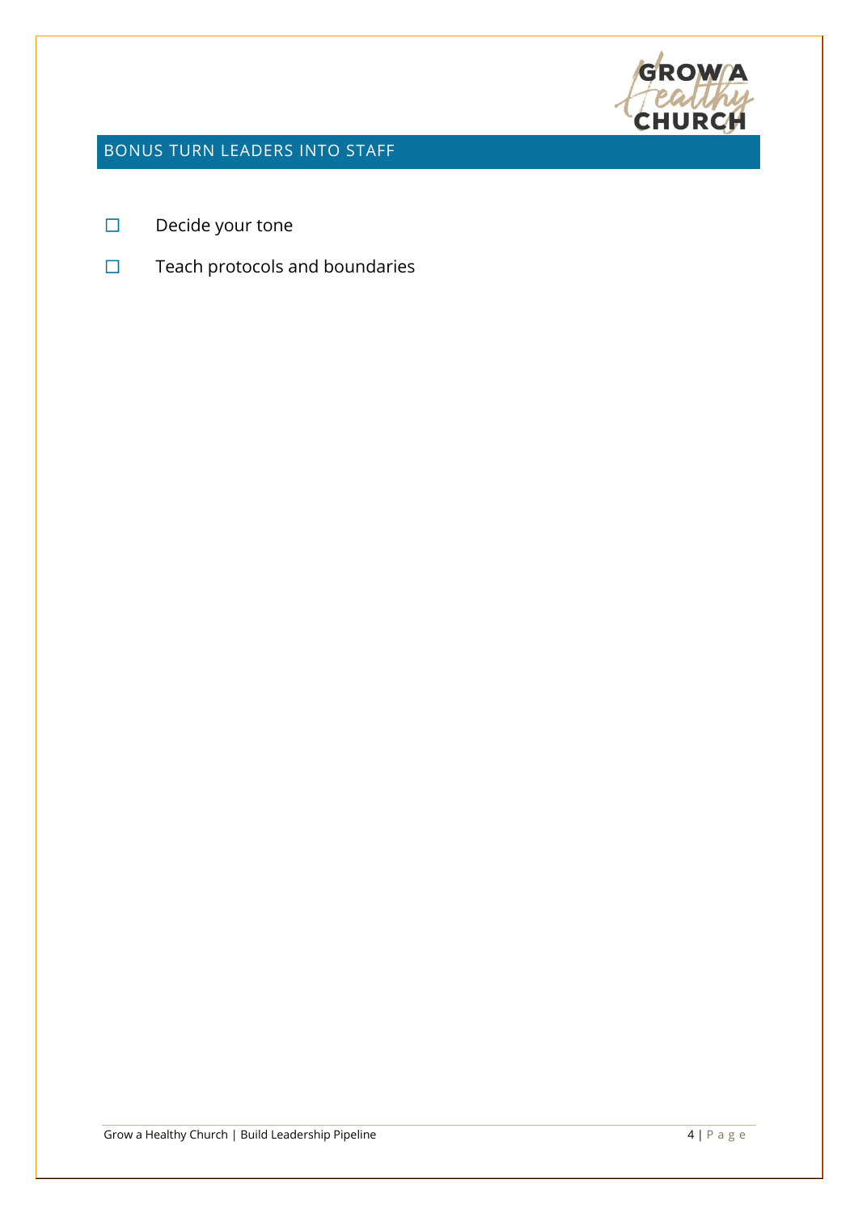## BONUS TURN LEADERS INTO STAFF

- ☐ Decide your tone
- ☐ Teach protocols and boundaries